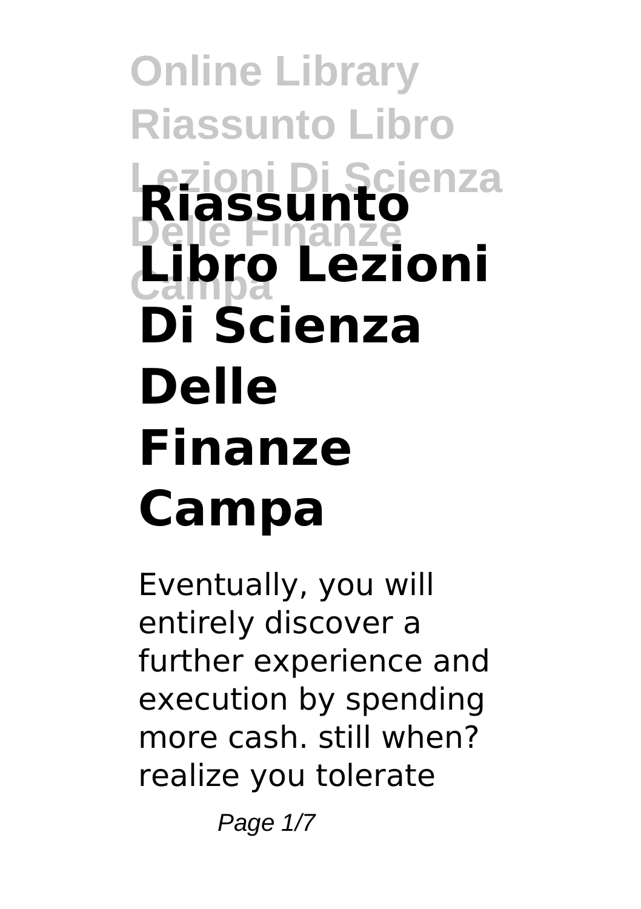# Riassunto Libro Lezioni Di Scienza Delle Finanze Campa

Eventually, you will entirely discover a further experience and execution by spending more cash. still when? realize you tolerate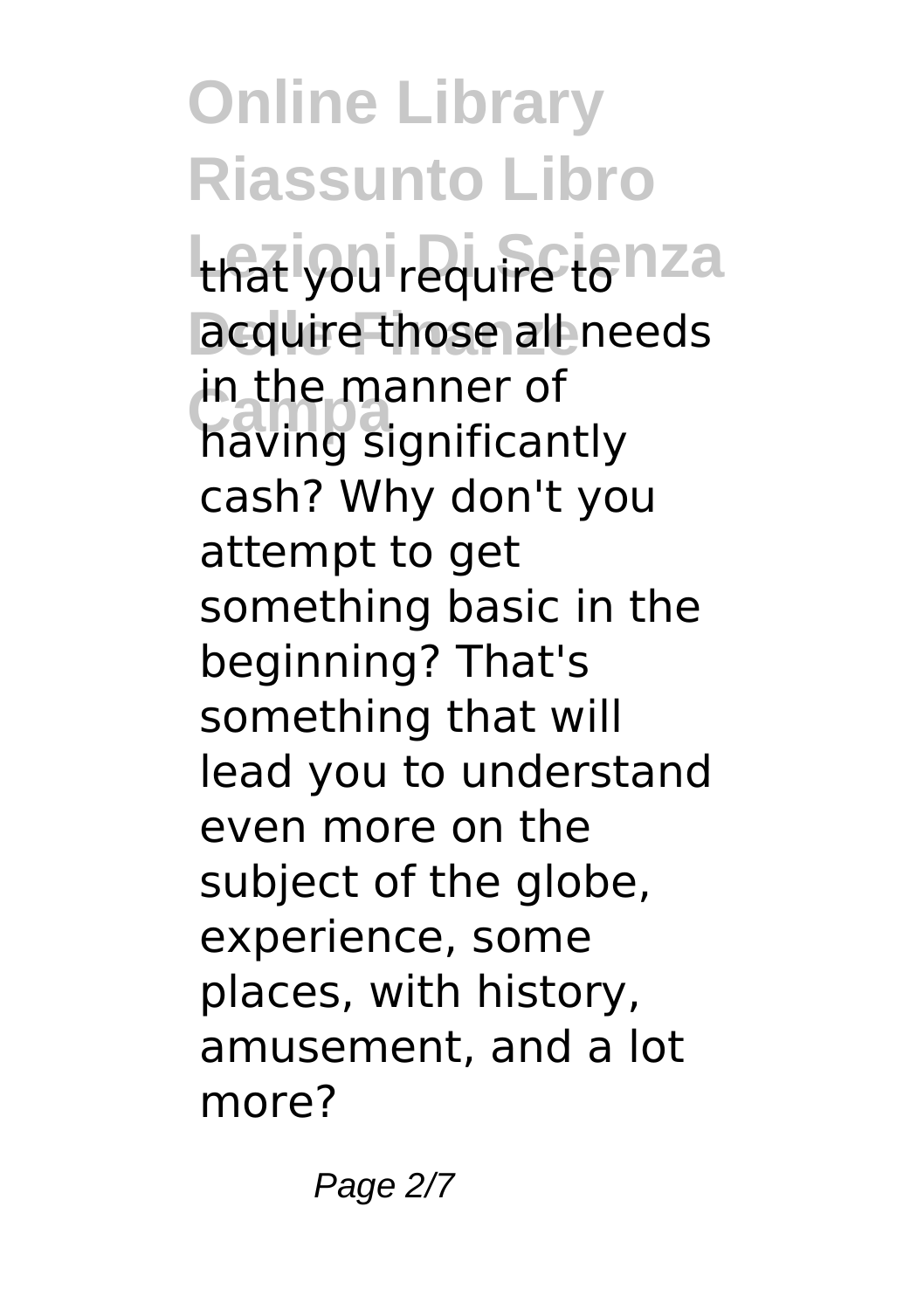that you require to acquire those all needs in the manner of having significantly cash? Why don't you attempt to get something basic in the beginning? That's something that will lead you to understand even more on the subject of the globe, experience, some places, with history, amusement, and a lot more?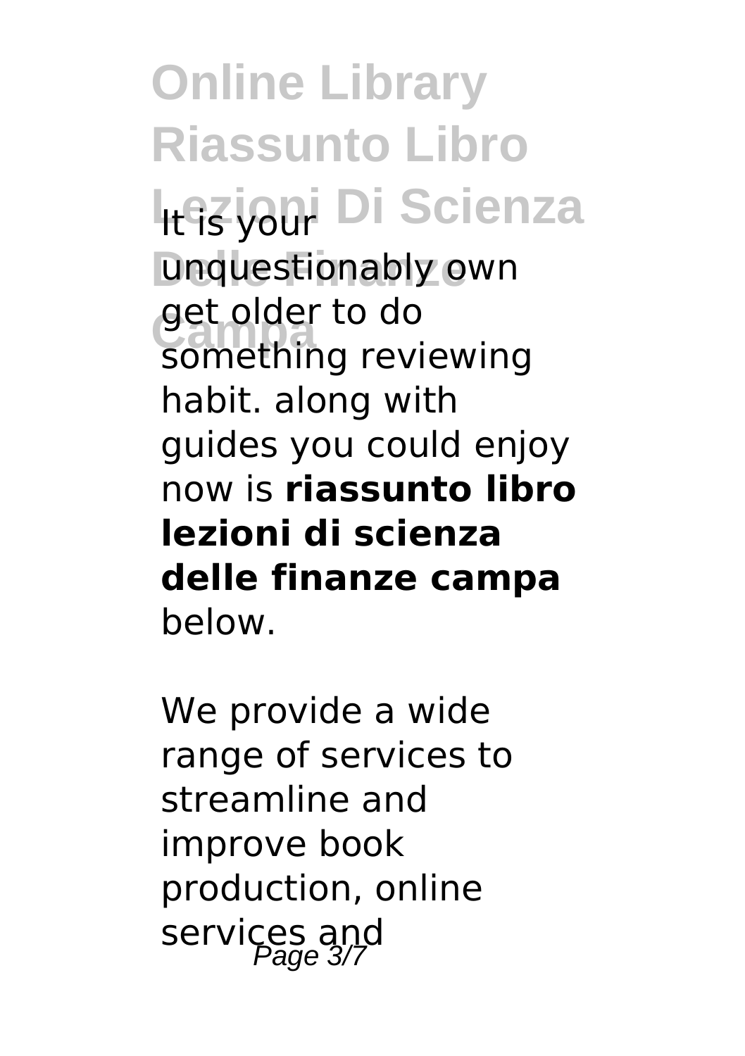It is your unquestionably own get older to do something reviewing habit. along with guides you could enjoy now is **riassunto libro lezioni di scienza delle finanze campa** below.

We provide a wide range of services to streamline and improve book production, online services and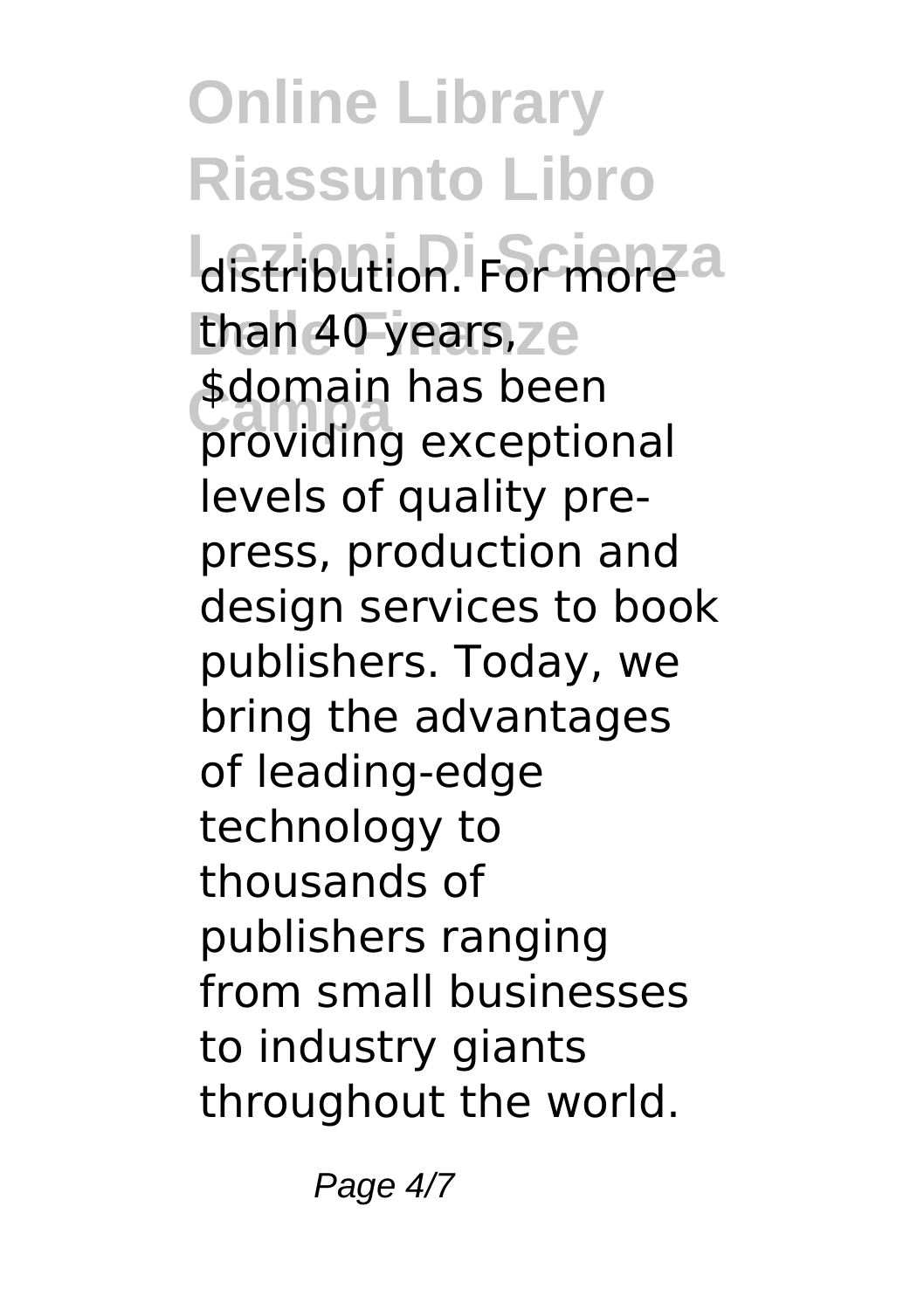distribution. For more than 40 years, $domain has been providing exceptional levels of quality pre-press, production and design services to book publishers. Today, we bring the advantages of leading-edge technology to thousands of publishers ranging from small businesses to industry giants throughout the world.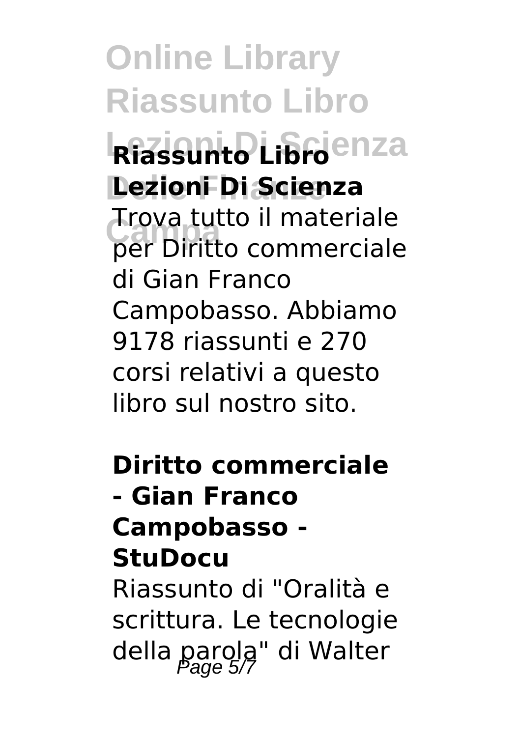**Riassunto Libro Lezioni Di Scienza**

Trova tutto il materiale per Diritto commerciale di Gian Franco Campobasso. Abbiamo 9178 riassunti e 270 corsi relativi a questo libro sul nostro sito.

**Diritto commerciale - Gian Franco Campobasso - StuDocu**

Riassunto di "Oralità e scrittura. Le tecnologie della parola" di Walter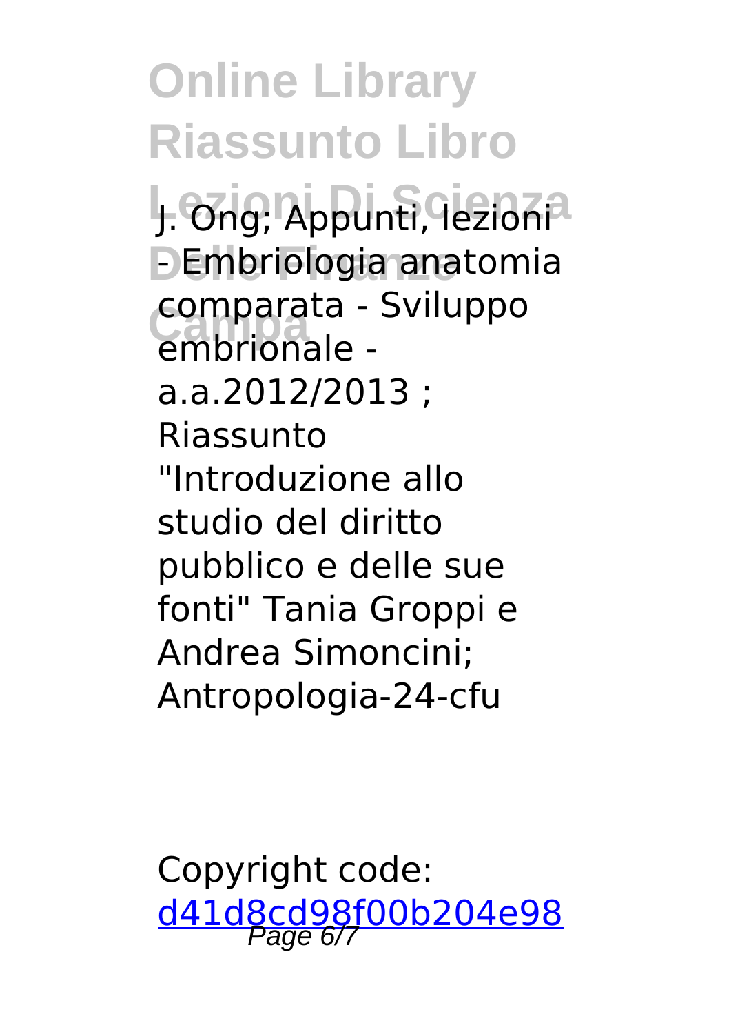J. Ong; Appunti, lezioni - Embriologia anatomia comparata - Sviluppo embrionale - a.a.2012/2013 ; Riassunto "Introduzione allo studio del diritto pubblico e delle sue fonti" Tania Groppi e Andrea Simoncini; Antropologia-24-cfu

Copyright code: [d41d8cd98f00b204e98](d41d8cd98f00b204e98)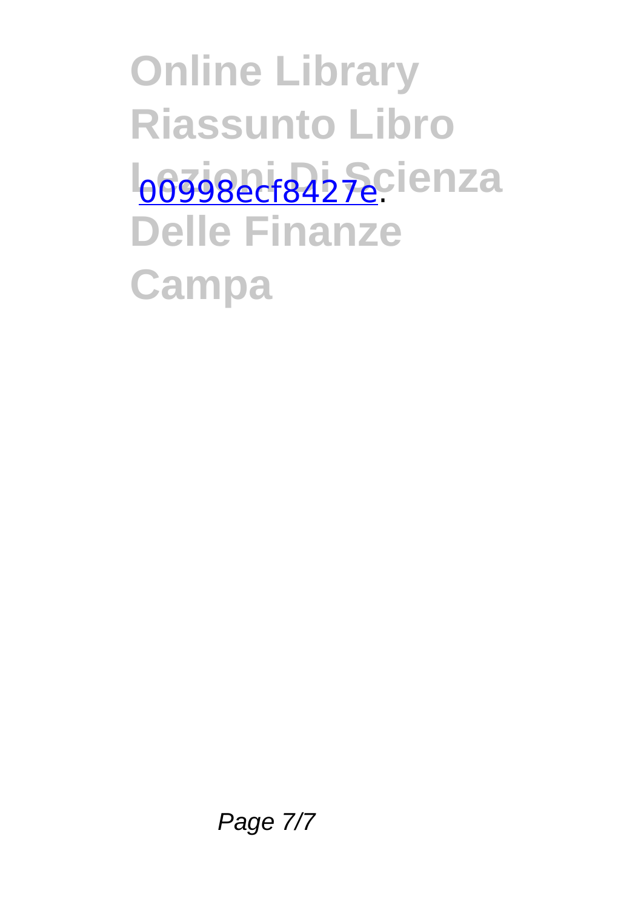00998ecf8427e.